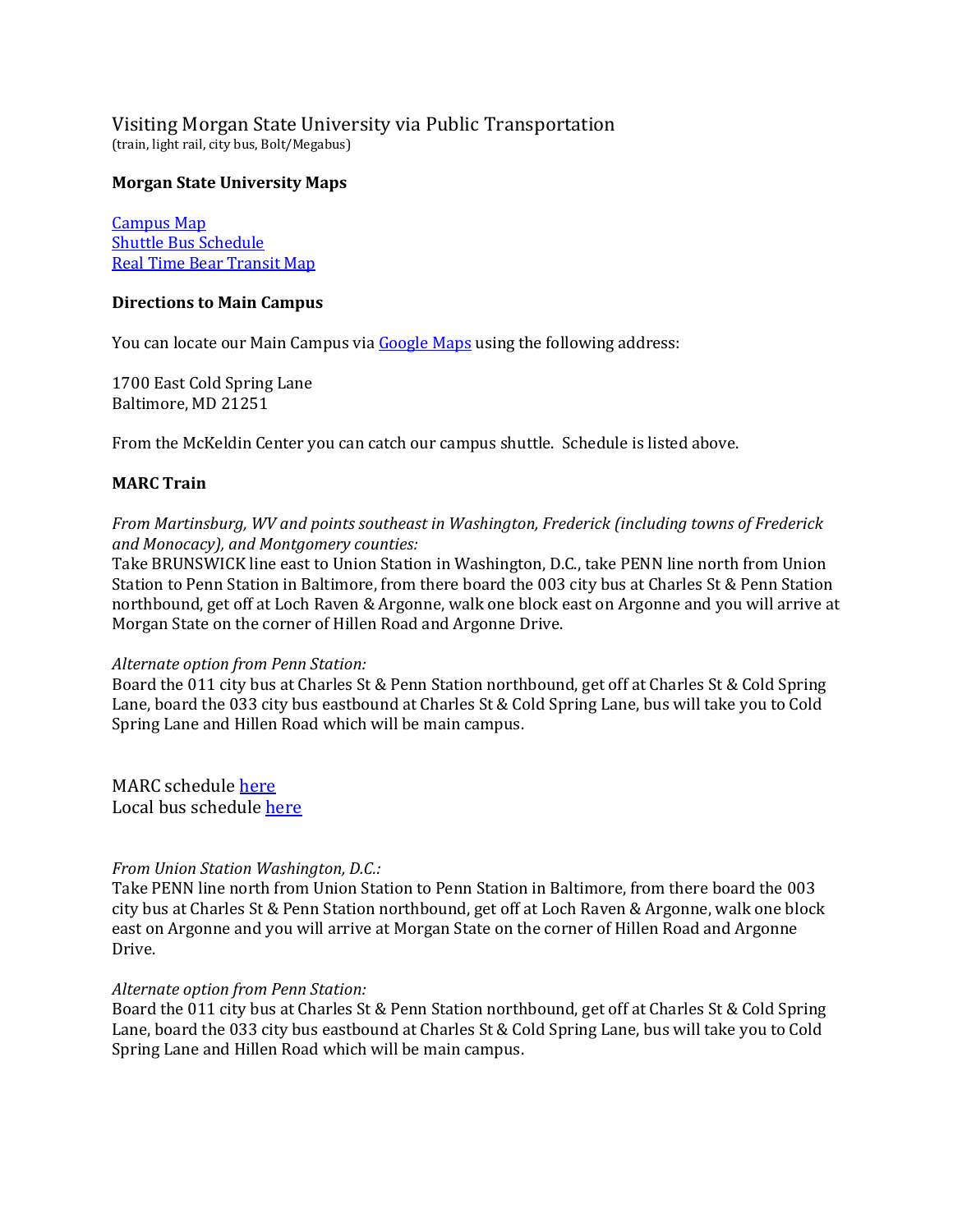# Visiting Morgan State University via Public Transportation

(train, light rail, city bus, Bolt/Megabus)

### Morgan State University Maps

[Campus Map]
[Shuttle Bus Schedule]
[Real Time Bear Transit Map]

### Directions to Main Campus

You can locate our Main Campus via [Google Maps] using the following address:

1700 East Cold Spring Lane
Baltimore, MD 21251

From the McKeldin Center you can catch our campus shuttle. Schedule is listed above.

### MARC Train

*From Martinsburg, WV and points southeast in Washington, Frederick (including towns of Frederick and Monocacy), and Montgomery counties:*
Take BRUNSWICK line east to Union Station in Washington, D.C., take PENN line north from Union Station to Penn Station in Baltimore, from there board the 003 city bus at Charles St & Penn Station northbound, get off at Loch Raven & Argonne, walk one block east on Argonne and you will arrive at Morgan State on the corner of Hillen Road and Argonne Drive.

*Alternate option from Penn Station:*
Board the 011 city bus at Charles St & Penn Station northbound, get off at Charles St & Cold Spring Lane, board the 033 city bus eastbound at Charles St & Cold Spring Lane, bus will take you to Cold Spring Lane and Hillen Road which will be main campus.

MARC schedule [here]
Local bus schedule [here]

*From Union Station Washington, D.C.:*
Take PENN line north from Union Station to Penn Station in Baltimore, from there board the 003 city bus at Charles St & Penn Station northbound, get off at Loch Raven & Argonne, walk one block east on Argonne and you will arrive at Morgan State on the corner of Hillen Road and Argonne Drive.

*Alternate option from Penn Station:*
Board the 011 city bus at Charles St & Penn Station northbound, get off at Charles St & Cold Spring Lane, board the 033 city bus eastbound at Charles St & Cold Spring Lane, bus will take you to Cold Spring Lane and Hillen Road which will be main campus.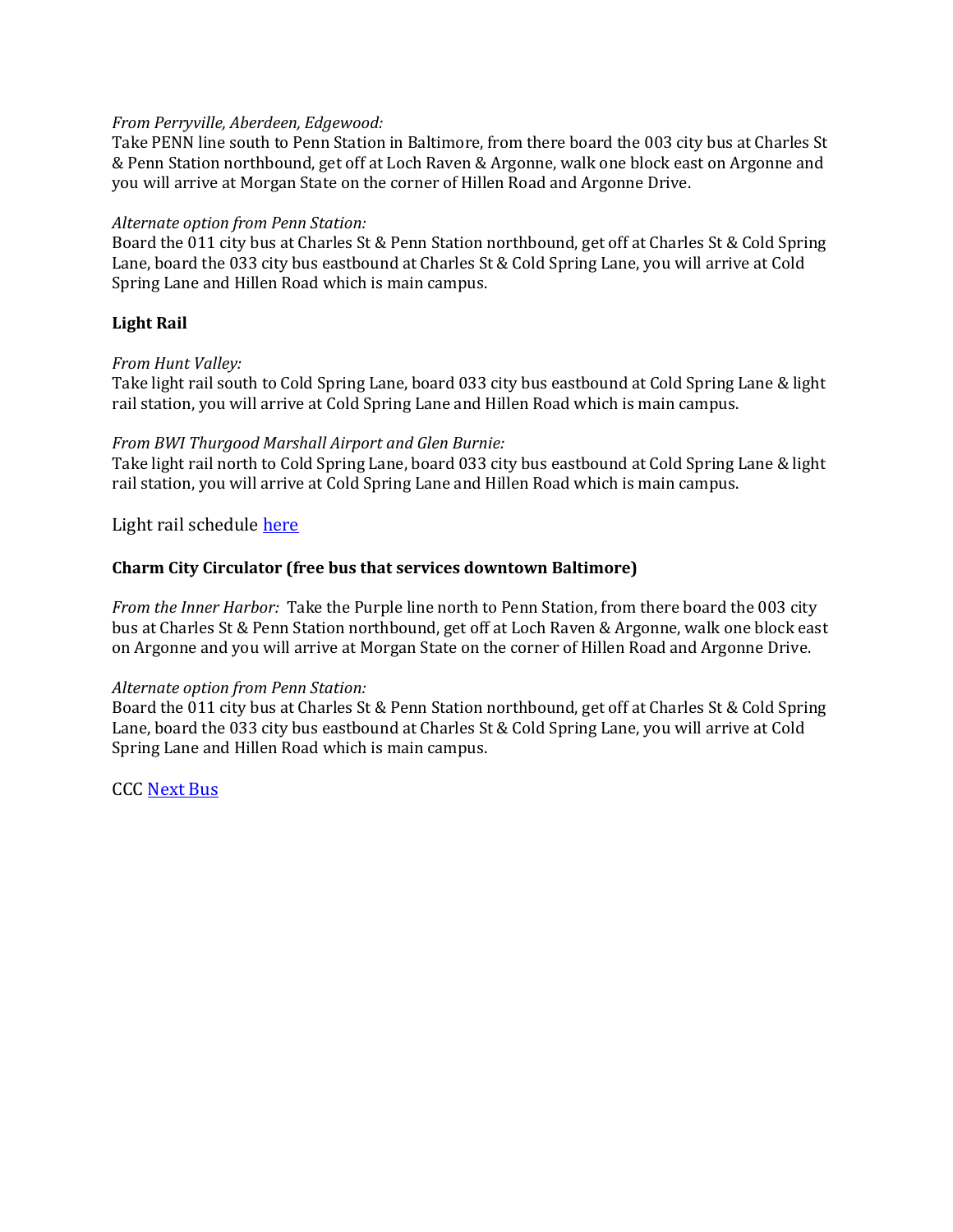*From Perryville, Aberdeen, Edgewood:*
Take PENN line south to Penn Station in Baltimore, from there board the 003 city bus at Charles St & Penn Station northbound, get off at Loch Raven & Argonne, walk one block east on Argonne and you will arrive at Morgan State on the corner of Hillen Road and Argonne Drive.

*Alternate option from Penn Station:*
Board the 011 city bus at Charles St & Penn Station northbound, get off at Charles St & Cold Spring Lane, board the 033 city bus eastbound at Charles St & Cold Spring Lane, you will arrive at Cold Spring Lane and Hillen Road which is main campus.

**Light Rail**

*From Hunt Valley:*
Take light rail south to Cold Spring Lane, board 033 city bus eastbound at Cold Spring Lane & light rail station, you will arrive at Cold Spring Lane and Hillen Road which is main campus.

*From BWI Thurgood Marshall Airport and Glen Burnie:*
Take light rail north to Cold Spring Lane, board 033 city bus eastbound at Cold Spring Lane & light rail station, you will arrive at Cold Spring Lane and Hillen Road which is main campus.

Light rail schedule here

**Charm City Circulator (free bus that services downtown Baltimore)**

*From the Inner Harbor:* Take the Purple line north to Penn Station, from there board the 003 city bus at Charles St & Penn Station northbound, get off at Loch Raven & Argonne, walk one block east on Argonne and you will arrive at Morgan State on the corner of Hillen Road and Argonne Drive.

*Alternate option from Penn Station:*
Board the 011 city bus at Charles St & Penn Station northbound, get off at Charles St & Cold Spring Lane, board the 033 city bus eastbound at Charles St & Cold Spring Lane, you will arrive at Cold Spring Lane and Hillen Road which is main campus.

CCC Next Bus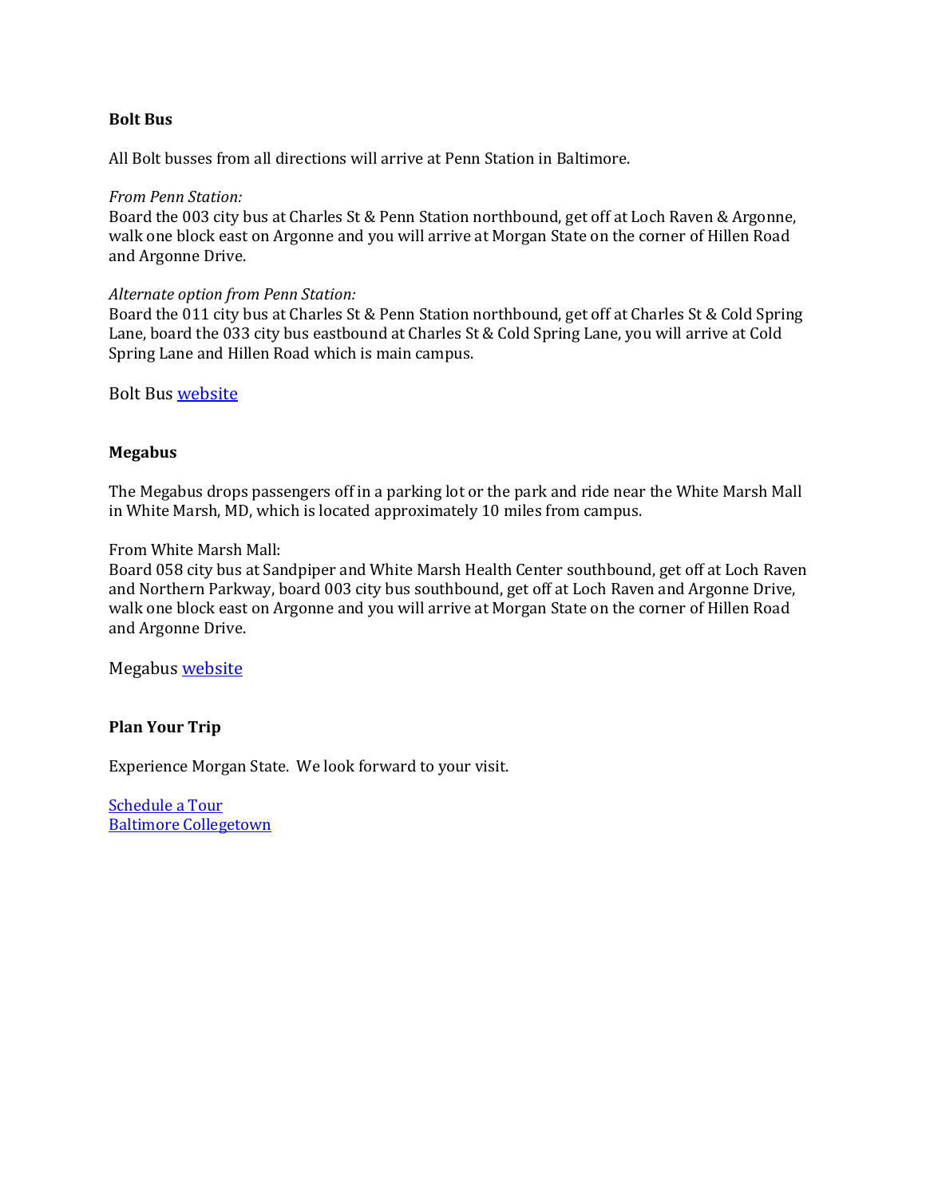**Bolt Bus**

All Bolt busses from all directions will arrive at Penn Station in Baltimore.

*From Penn Station:*
Board the 003 city bus at Charles St & Penn Station northbound, get off at Loch Raven & Argonne, walk one block east on Argonne and you will arrive at Morgan State on the corner of Hillen Road and Argonne Drive.

*Alternate option from Penn Station:*
Board the 011 city bus at Charles St & Penn Station northbound, get off at Charles St & Cold Spring Lane, board the 033 city bus eastbound at Charles St & Cold Spring Lane, you will arrive at Cold Spring Lane and Hillen Road which is main campus.

Bolt Bus [website]

**Megabus**

The Megabus drops passengers off in a parking lot or the park and ride near the White Marsh Mall in White Marsh, MD, which is located approximately 10 miles from campus.

From White Marsh Mall:
Board 058 city bus at Sandpiper and White Marsh Health Center southbound, get off at Loch Raven and Northern Parkway, board 003 city bus southbound, get off at Loch Raven and Argonne Drive, walk one block east on Argonne and you will arrive at Morgan State on the corner of Hillen Road and Argonne Drive.

Megabus [website]

**Plan Your Trip**

Experience Morgan State. We look forward to your visit.

[Schedule a Tour]
[Baltimore Collegetown]